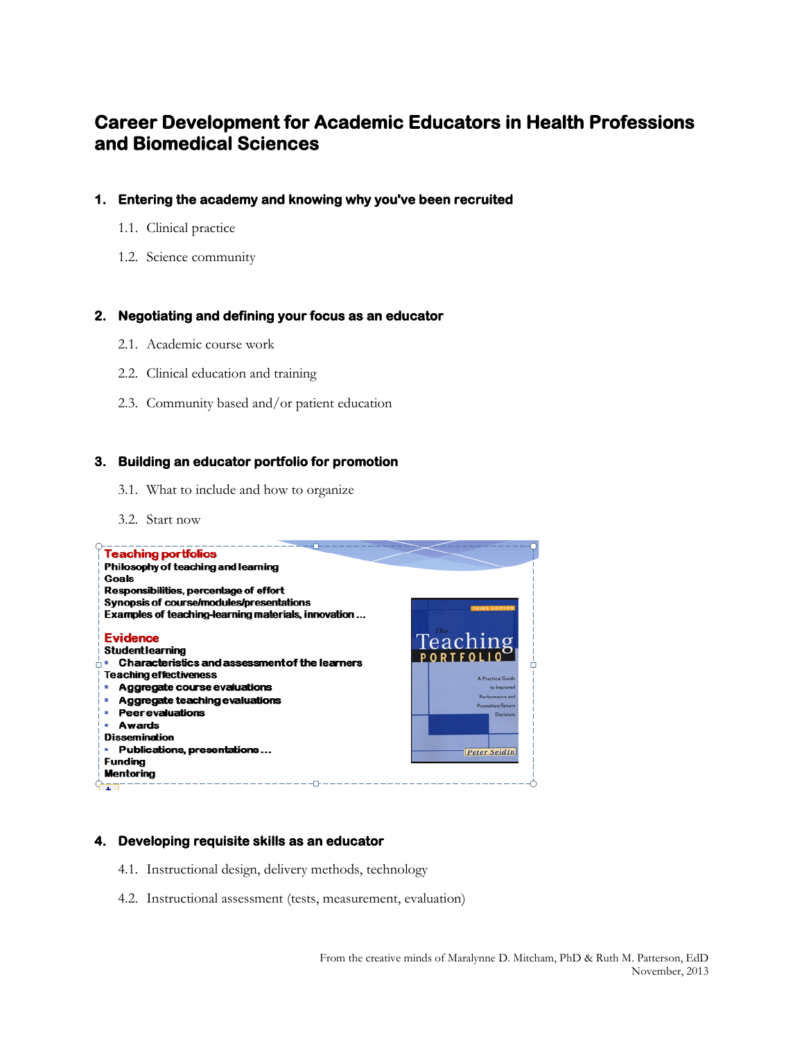# Career Development for Academic Educators in Health Professions and Biomedical Sciences

## 1. Entering the academy and knowing why you've been recruited

1.1. Clinical practice

1.2. Science community

## 2. Negotiating and defining your focus as an educator

2.1. Academic course work

2.2. Clinical education and training

2.3. Community based and/or patient education

## 3. Building an educator portfolio for promotion

3.1. What to include and how to organize

3.2. Start now

**Teaching portfolios**

**Philosophy of teaching and learning**
**Goals**
**Responsibilities, percentage of effort**
**Synopsis of course/modules/presentations**
**Examples of teaching-learning materials, innovation …**

**Evidence**

**Student learning**
- **Characteristics and assessment of the learners**

**Teaching effectiveness**
- **Aggregate course evaluations**
- **Aggregate teaching evaluations**
- **Peer evaluations**
- **Awards**

**Dissemination**
- **Publications, presentations …**

**Funding**
**Mentoring**

## 4. Developing requisite skills as an educator

4.1. Instructional design, delivery methods, technology

4.2. Instructional assessment (tests, measurement, evaluation)

From the creative minds of Maralynne D. Mitcham, PhD & Ruth M. Patterson, EdD
November, 2013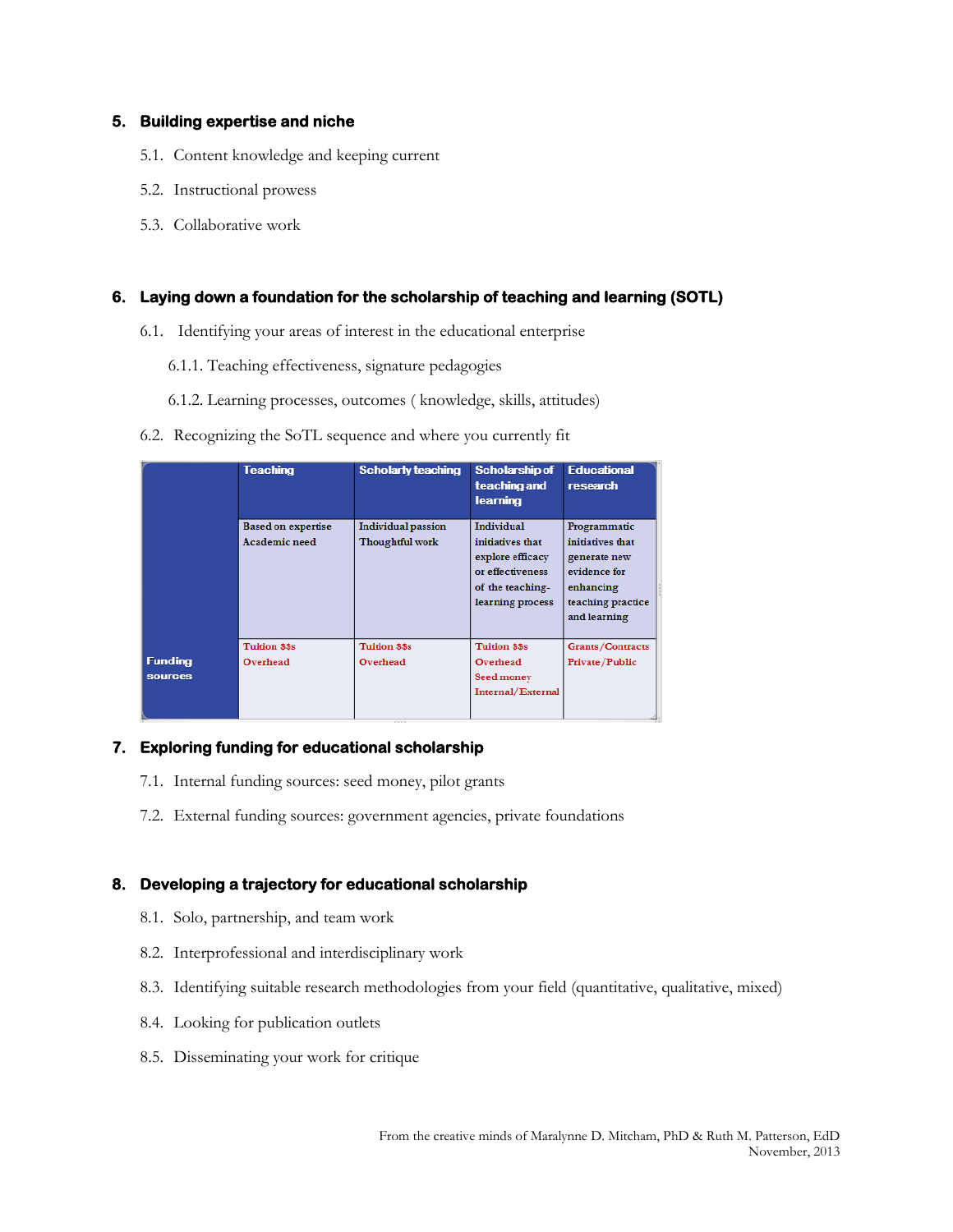## 5. Building expertise and niche

5.1. Content knowledge and keeping current

5.2. Instructional prowess

5.3. Collaborative work

## 6. Laying down a foundation for the scholarship of teaching and learning (SOTL)

6.1. Identifying your areas of interest in the educational enterprise

6.1.1. Teaching effectiveness, signature pedagogies

6.1.2. Learning processes, outcomes ( knowledge, skills, attitudes)

6.2. Recognizing the SoTL sequence and where you currently fit

| | Teaching | Scholarly teaching | Scholarship of teaching and learning | Educational research |
|---|---|---|---|---|
| | Based on expertise<br>Academic need | Individual passion<br>Thoughtful work | Individual initiatives that explore efficacy or effectiveness of the teaching-learning process | Programmatic initiatives that generate new evidence for enhancing teaching practice and learning |
| Funding sources | Tuition $$s<br>Overhead | Tuition $$s<br>Overhead | Tuition $$s<br>Overhead<br>Seed money<br>Internal/External | Grants/Contracts<br>Private/Public |

## 7. Exploring funding for educational scholarship

7.1. Internal funding sources: seed money, pilot grants

7.2. External funding sources: government agencies, private foundations

## 8. Developing a trajectory for educational scholarship

8.1. Solo, partnership, and team work

8.2. Interprofessional and interdisciplinary work

8.3. Identifying suitable research methodologies from your field (quantitative, qualitative, mixed)

8.4. Looking for publication outlets

8.5. Disseminating your work for critique

From the creative minds of Maralynne D. Mitcham, PhD & Ruth M. Patterson, EdD
November, 2013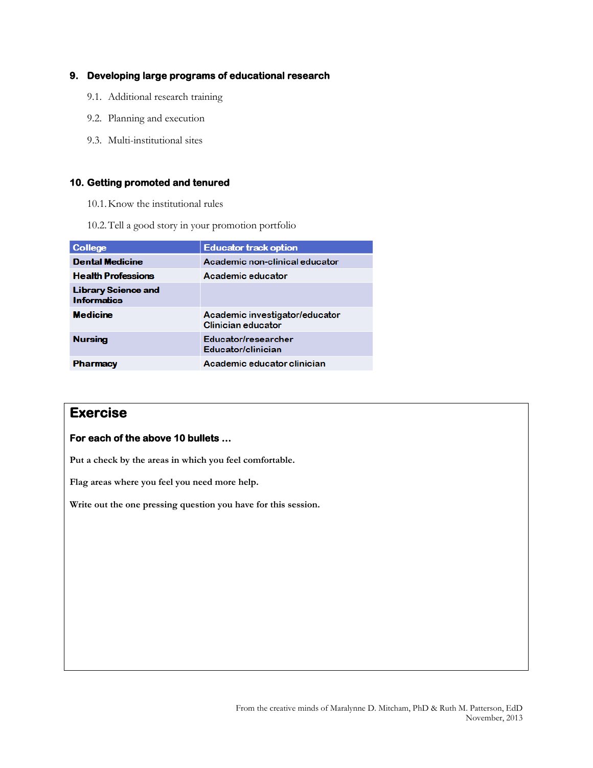## 9. Developing large programs of educational research

9.1. Additional research training

9.2. Planning and execution

9.3. Multi-institutional sites

## 10. Getting promoted and tenured

10.1. Know the institutional rules

10.2. Tell a good story in your promotion portfolio

| College | Educator track option |
|---|---|
| **Dental Medicine** | Academic non-clinical educator |
| **Health Professions** | Academic educator |
| **Library Science and Informatics** | |
| **Medicine** | Academic investigator/educator<br>Clinician educator |
| **Nursing** | Educator/researcher<br>Educator/clinician |
| **Pharmacy** | Academic educator clinician |

## Exercise

**For each of the above 10 bullets …**

**Put a check by the areas in which you feel comfortable.**

**Flag areas where you feel you need more help.**

**Write out the one pressing question you have for this session.**

From the creative minds of Maralynne D. Mitcham, PhD & Ruth M. Patterson, EdD
November, 2013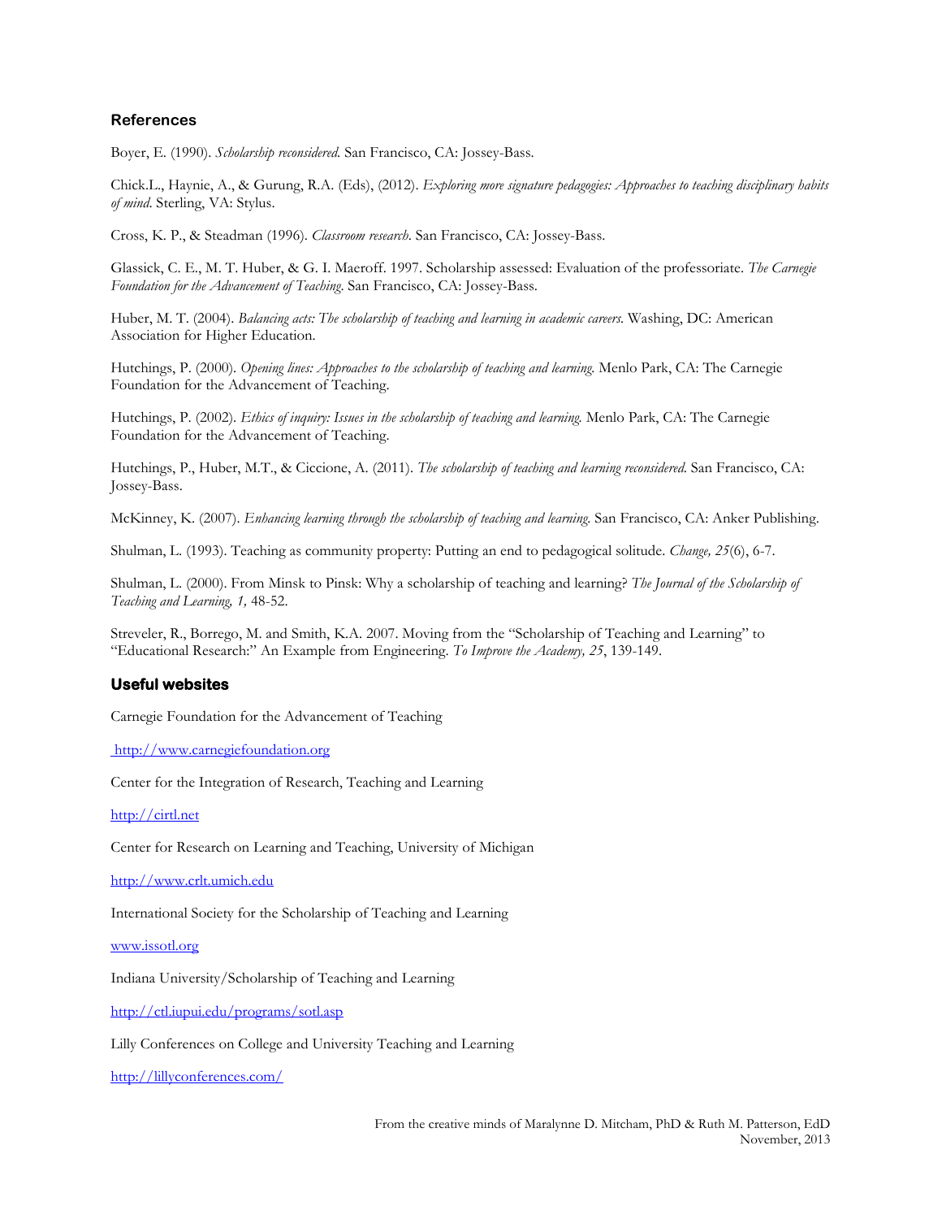## References

Boyer, E. (1990). *Scholarship reconsidered.* San Francisco, CA: Jossey-Bass.

Chick.L., Haynie, A., & Gurung, R.A. (Eds), (2012). *Exploring more signature pedagogies: Approaches to teaching disciplinary habits of mind*. Sterling, VA: Stylus.

Cross, K. P., & Steadman (1996). *Classroom research*. San Francisco, CA: Jossey-Bass.

Glassick, C. E., M. T. Huber, & G. I. Maeroff. 1997. Scholarship assessed: Evaluation of the professoriate. *The Carnegie Foundation for the Advancement of Teaching*. San Francisco, CA: Jossey-Bass.

Huber, M. T. (2004). *Balancing acts: The scholarship of teaching and learning in academic careers.* Washing, DC: American Association for Higher Education.

Hutchings, P. (2000). *Opening lines: Approaches to the scholarship of teaching and learning.* Menlo Park, CA: The Carnegie Foundation for the Advancement of Teaching.

Hutchings, P. (2002). *Ethics of inquiry: Issues in the scholarship of teaching and learning.* Menlo Park, CA: The Carnegie Foundation for the Advancement of Teaching.

Hutchings, P., Huber, M.T., & Ciccione, A. (2011). *The scholarship of teaching and learning reconsidered.* San Francisco, CA: Jossey-Bass.

McKinney, K. (2007). *Enhancing learning through the scholarship of teaching and learning.* San Francisco, CA: Anker Publishing.

Shulman, L. (1993). Teaching as community property: Putting an end to pedagogical solitude. *Change, 25*(6), 6-7.

Shulman, L. (2000). From Minsk to Pinsk: Why a scholarship of teaching and learning? *The Journal of the Scholarship of Teaching and Learning, 1,* 48-52.

Streveler, R., Borrego, M. and Smith, K.A. 2007. Moving from the "Scholarship of Teaching and Learning" to "Educational Research:" An Example from Engineering. *To Improve the Academy, 25*, 139-149.

## Useful websites

Carnegie Foundation for the Advancement of Teaching

http://www.carnegiefoundation.org

Center for the Integration of Research, Teaching and Learning

http://cirtl.net

Center for Research on Learning and Teaching, University of Michigan

http://www.crlt.umich.edu

International Society for the Scholarship of Teaching and Learning

www.issotl.org

Indiana University/Scholarship of Teaching and Learning

http://ctl.iupui.edu/programs/sotl.asp

Lilly Conferences on College and University Teaching and Learning

http://lillyconferences.com/

From the creative minds of Maralynne D. Mitcham, PhD & Ruth M. Patterson, EdD
November, 2013